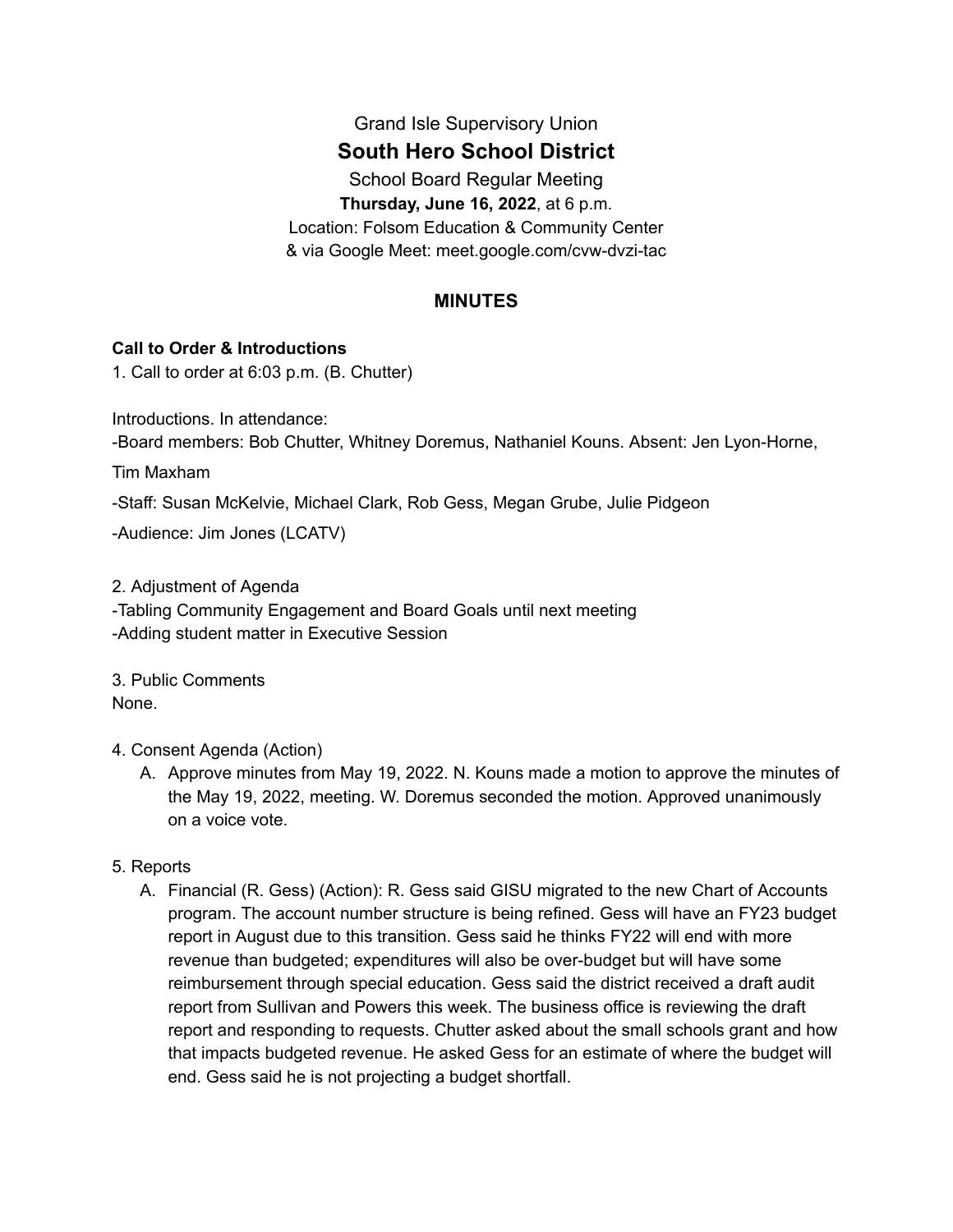Grand Isle Supervisory Union

# South Hero School District

School Board Regular Meeting

**Thursday, June 16, 2022**, at 6 p.m.

Location: Folsom Education & Community Center

& via Google Meet: meet.google.com/cvw-dvzi-tac

## MINUTES

**Call to Order & Introductions**

1. Call to order at 6:03 p.m. (B. Chutter)

Introductions. In attendance:

-Board members: Bob Chutter, Whitney Doremus, Nathaniel Kouns. Absent: Jen Lyon-Horne, Tim Maxham

-Staff: Susan McKelvie, Michael Clark, Rob Gess, Megan Grube, Julie Pidgeon

-Audience: Jim Jones (LCATV)

2. Adjustment of Agenda

-Tabling Community Engagement and Board Goals until next meeting

-Adding student matter in Executive Session

3. Public Comments

None.

4. Consent Agenda (Action)
   A. Approve minutes from May 19, 2022. N. Kouns made a motion to approve the minutes of the May 19, 2022, meeting. W. Doremus seconded the motion. Approved unanimously on a voice vote.

5. Reports
   A. Financial (R. Gess) (Action): R. Gess said GISU migrated to the new Chart of Accounts program. The account number structure is being refined. Gess will have an FY23 budget report in August due to this transition. Gess said he thinks FY22 will end with more revenue than budgeted; expenditures will also be over-budget but will have some reimbursement through special education. Gess said the district received a draft audit report from Sullivan and Powers this week. The business office is reviewing the draft report and responding to requests. Chutter asked about the small schools grant and how that impacts budgeted revenue. He asked Gess for an estimate of where the budget will end. Gess said he is not projecting a budget shortfall.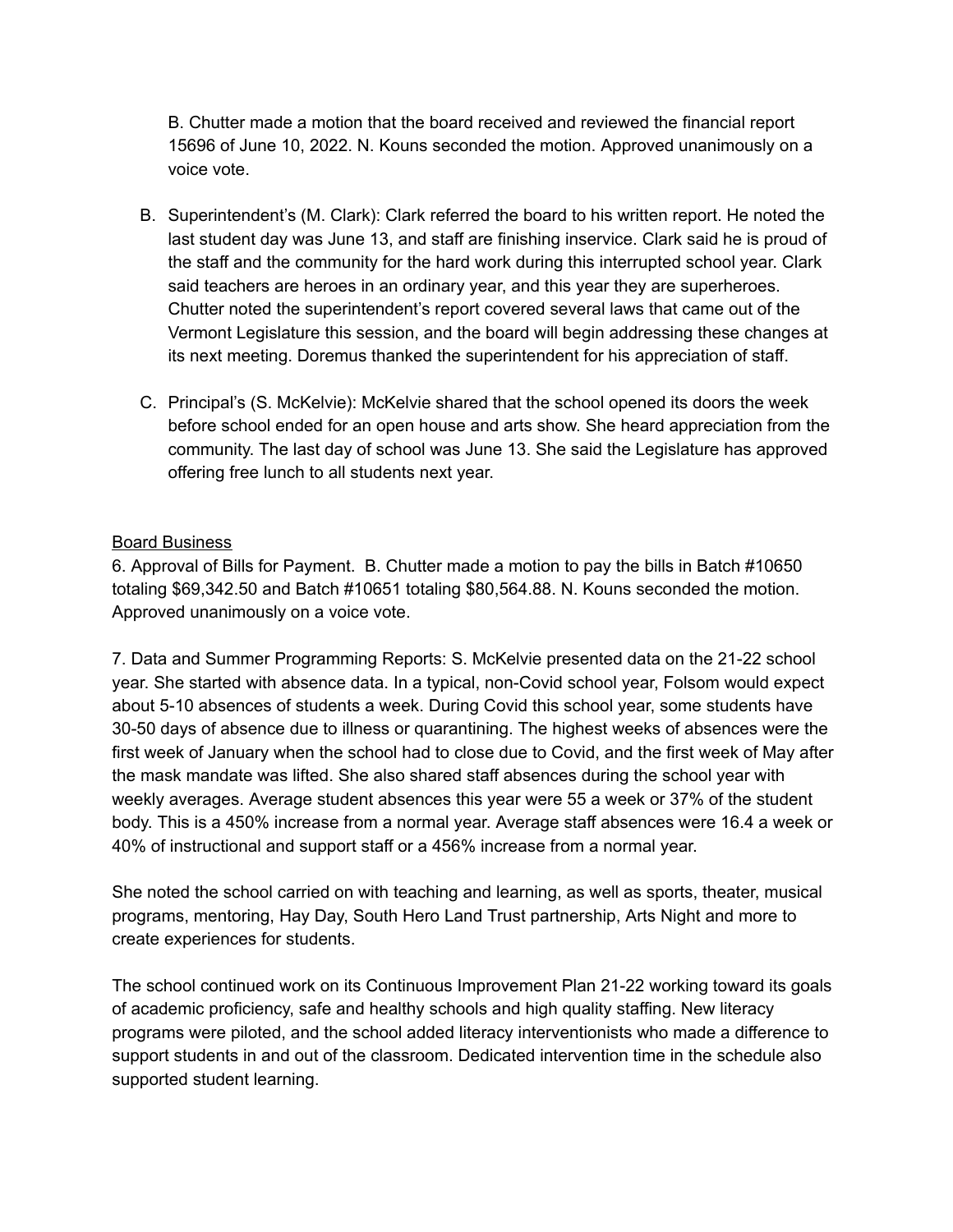B. Chutter made a motion that the board received and reviewed the financial report 15696 of June 10, 2022. N. Kouns seconded the motion. Approved unanimously on a voice vote.

B. Superintendent's (M. Clark): Clark referred the board to his written report. He noted the last student day was June 13, and staff are finishing inservice. Clark said he is proud of the staff and the community for the hard work during this interrupted school year. Clark said teachers are heroes in an ordinary year, and this year they are superheroes. Chutter noted the superintendent's report covered several laws that came out of the Vermont Legislature this session, and the board will begin addressing these changes at its next meeting. Doremus thanked the superintendent for his appreciation of staff.

C. Principal's (S. McKelvie): McKelvie shared that the school opened its doors the week before school ended for an open house and arts show. She heard appreciation from the community. The last day of school was June 13. She said the Legislature has approved offering free lunch to all students next year.

<u>Board Business</u>

6. Approval of Bills for Payment. B. Chutter made a motion to pay the bills in Batch #10650 totaling $69,342.50 and Batch #10651 totaling $80,564.88. N. Kouns seconded the motion. Approved unanimously on a voice vote.

7. Data and Summer Programming Reports: S. McKelvie presented data on the 21-22 school year. She started with absence data. In a typical, non-Covid school year, Folsom would expect about 5-10 absences of students a week. During Covid this school year, some students have 30-50 days of absence due to illness or quarantining. The highest weeks of absences were the first week of January when the school had to close due to Covid, and the first week of May after the mask mandate was lifted. She also shared staff absences during the school year with weekly averages. Average student absences this year were 55 a week or 37% of the student body. This is a 450% increase from a normal year. Average staff absences were 16.4 a week or 40% of instructional and support staff or a 456% increase from a normal year.

She noted the school carried on with teaching and learning, as well as sports, theater, musical programs, mentoring, Hay Day, South Hero Land Trust partnership, Arts Night and more to create experiences for students.

The school continued work on its Continuous Improvement Plan 21-22 working toward its goals of academic proficiency, safe and healthy schools and high quality staffing. New literacy programs were piloted, and the school added literacy interventionists who made a difference to support students in and out of the classroom. Dedicated intervention time in the schedule also supported student learning.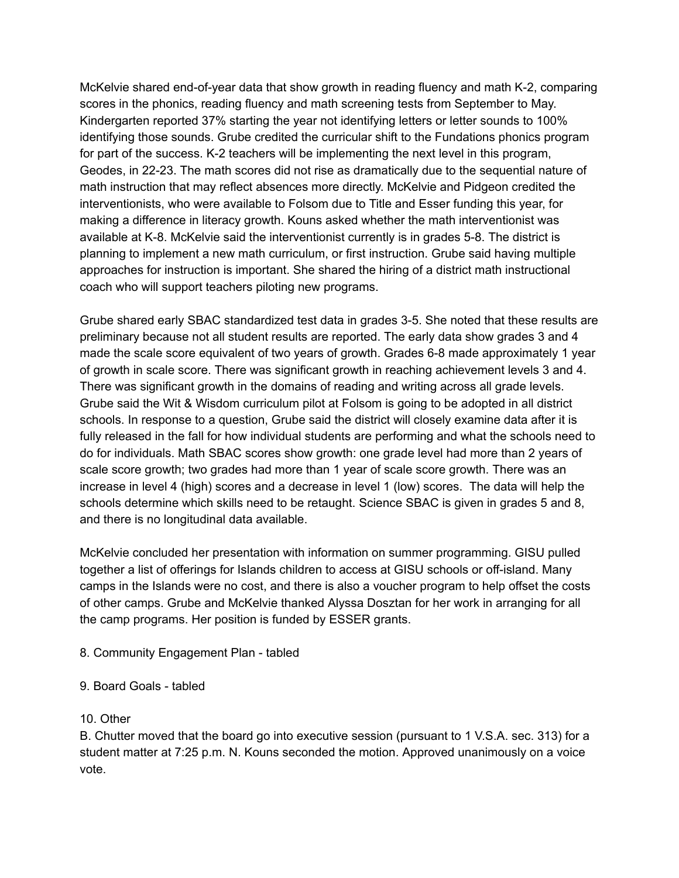McKelvie shared end-of-year data that show growth in reading fluency and math K-2, comparing scores in the phonics, reading fluency and math screening tests from September to May. Kindergarten reported 37% starting the year not identifying letters or letter sounds to 100% identifying those sounds. Grube credited the curricular shift to the Fundations phonics program for part of the success. K-2 teachers will be implementing the next level in this program, Geodes, in 22-23. The math scores did not rise as dramatically due to the sequential nature of math instruction that may reflect absences more directly. McKelvie and Pidgeon credited the interventionists, who were available to Folsom due to Title and Esser funding this year, for making a difference in literacy growth. Kouns asked whether the math interventionist was available at K-8. McKelvie said the interventionist currently is in grades 5-8. The district is planning to implement a new math curriculum, or first instruction. Grube said having multiple approaches for instruction is important. She shared the hiring of a district math instructional coach who will support teachers piloting new programs.

Grube shared early SBAC standardized test data in grades 3-5. She noted that these results are preliminary because not all student results are reported. The early data show grades 3 and 4 made the scale score equivalent of two years of growth. Grades 6-8 made approximately 1 year of growth in scale score. There was significant growth in reaching achievement levels 3 and 4. There was significant growth in the domains of reading and writing across all grade levels. Grube said the Wit & Wisdom curriculum pilot at Folsom is going to be adopted in all district schools. In response to a question, Grube said the district will closely examine data after it is fully released in the fall for how individual students are performing and what the schools need to do for individuals. Math SBAC scores show growth: one grade level had more than 2 years of scale score growth; two grades had more than 1 year of scale score growth. There was an increase in level 4 (high) scores and a decrease in level 1 (low) scores. The data will help the schools determine which skills need to be retaught. Science SBAC is given in grades 5 and 8, and there is no longitudinal data available.

McKelvie concluded her presentation with information on summer programming. GISU pulled together a list of offerings for Islands children to access at GISU schools or off-island. Many camps in the Islands were no cost, and there is also a voucher program to help offset the costs of other camps. Grube and McKelvie thanked Alyssa Dosztan for her work in arranging for all the camp programs. Her position is funded by ESSER grants.

8. Community Engagement Plan - tabled

9. Board Goals - tabled

10. Other

B. Chutter moved that the board go into executive session (pursuant to 1 V.S.A. sec. 313) for a student matter at 7:25 p.m. N. Kouns seconded the motion. Approved unanimously on a voice vote.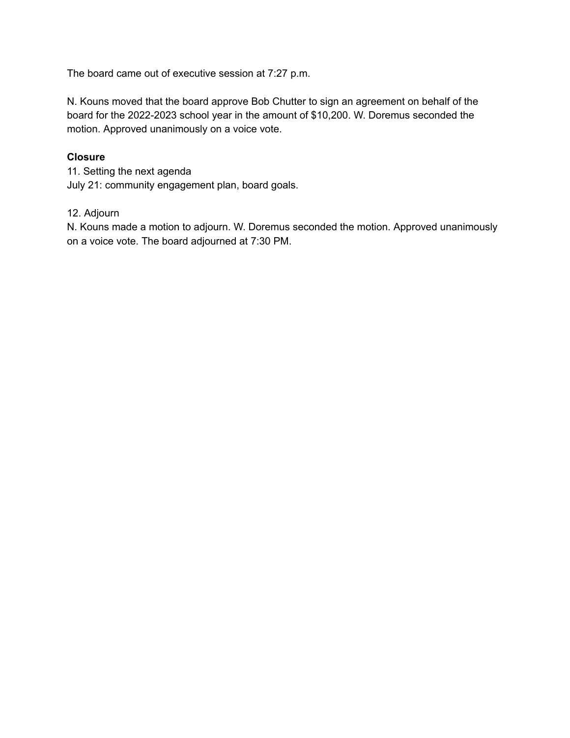The board came out of executive session at 7:27 p.m.

N. Kouns moved that the board approve Bob Chutter to sign an agreement on behalf of the board for the 2022-2023 school year in the amount of $10,200. W. Doremus seconded the motion. Approved unanimously on a voice vote.

**Closure**

11. Setting the next agenda
July 21: community engagement plan, board goals.

12. Adjourn
N. Kouns made a motion to adjourn. W. Doremus seconded the motion. Approved unanimously on a voice vote. The board adjourned at 7:30 PM.